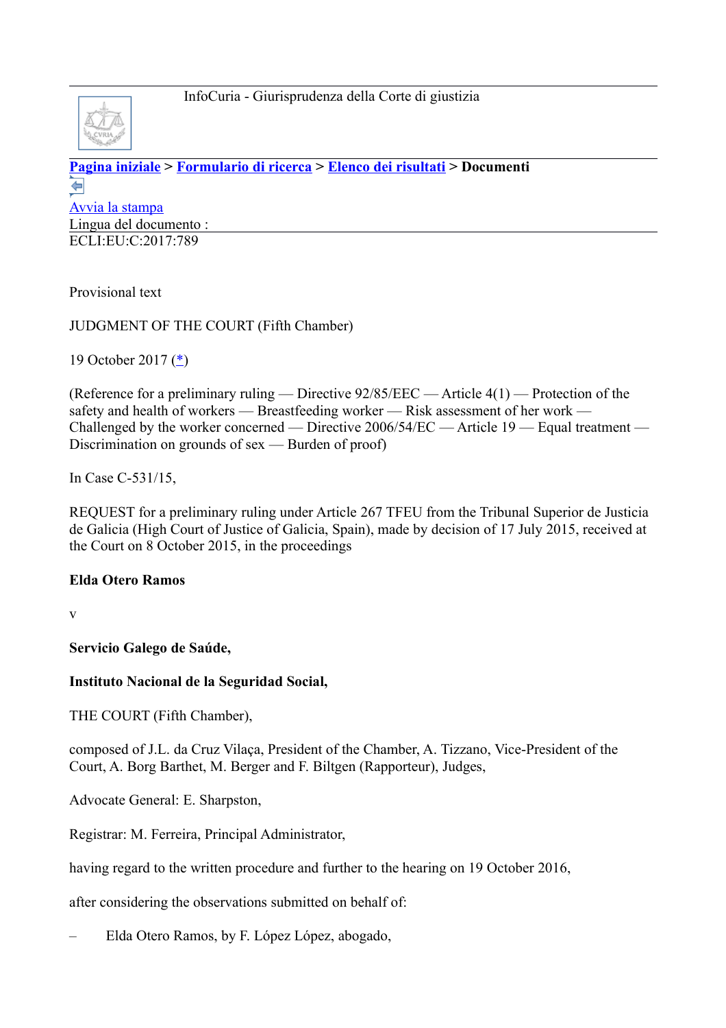InfoCuria - Giurisprudenza della Corte di giustizia

**Pagina iniziale** > **Formulario di ricerca** > **Elenco dei risultati** > **Documenti**

Avvia la stampa

Lingua del documento :

ECLI:EU:C:2017:789

Provisional text

JUDGMENT OF THE COURT (Fifth Chamber)

19 October 2017 (*)

(Reference for a preliminary ruling — Directive 92/85/EEC — Article 4(1) — Protection of the safety and health of workers — Breastfeeding worker — Risk assessment of her work — Challenged by the worker concerned — Directive 2006/54/EC — Article 19 — Equal treatment — Discrimination on grounds of sex — Burden of proof)

In Case C‑531/15,

REQUEST for a preliminary ruling under Article 267 TFEU from the Tribunal Superior de Justicia de Galicia (High Court of Justice of Galicia, Spain), made by decision of 17 July 2015, received at the Court on 8 October 2015, in the proceedings

**Elda Otero Ramos**

v

**Servicio Galego de Saúde,**

**Instituto Nacional de la Seguridad Social,**

THE COURT (Fifth Chamber),

composed of J.L. da Cruz Vilaça, President of the Chamber, A. Tizzano, Vice-President of the Court, A. Borg Barthet, M. Berger and F. Biltgen (Rapporteur), Judges,

Advocate General: E. Sharpston,

Registrar: M. Ferreira, Principal Administrator,

having regard to the written procedure and further to the hearing on 19 October 2016,

after considering the observations submitted on behalf of:

– Elda Otero Ramos, by F. López López, abogado,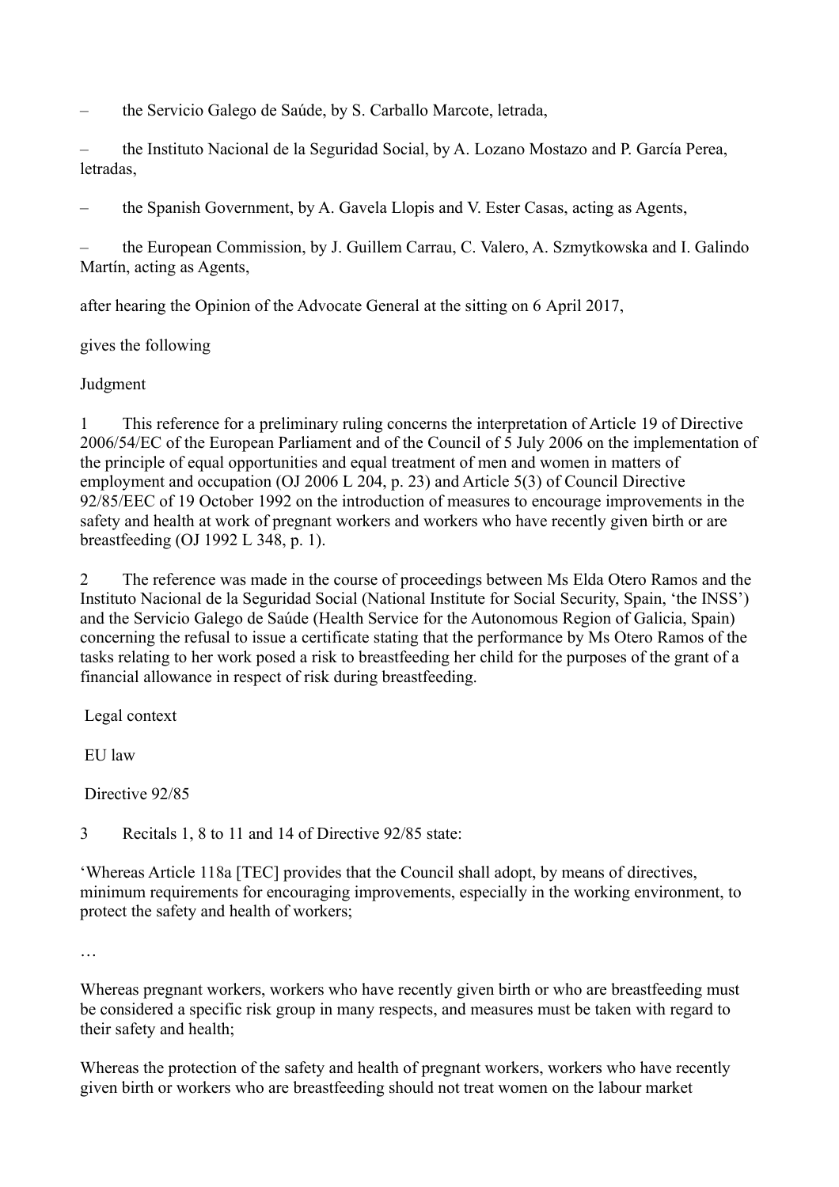– the Servicio Galego de Saúde, by S. Carballo Marcote, letrada,

– the Instituto Nacional de la Seguridad Social, by A. Lozano Mostazo and P. García Perea, letradas,

– the Spanish Government, by A. Gavela Llopis and V. Ester Casas, acting as Agents,

– the European Commission, by J. Guillem Carrau, C. Valero, A. Szmytkowska and I. Galindo Martín, acting as Agents,

after hearing the Opinion of the Advocate General at the sitting on 6 April 2017,

gives the following

Judgment

1 This reference for a preliminary ruling concerns the interpretation of Article 19 of Directive 2006/54/EC of the European Parliament and of the Council of 5 July 2006 on the implementation of the principle of equal opportunities and equal treatment of men and women in matters of employment and occupation (OJ 2006 L 204, p. 23) and Article 5(3) of Council Directive 92/85/EEC of 19 October 1992 on the introduction of measures to encourage improvements in the safety and health at work of pregnant workers and workers who have recently given birth or are breastfeeding (OJ 1992 L 348, p. 1).

2 The reference was made in the course of proceedings between Ms Elda Otero Ramos and the Instituto Nacional de la Seguridad Social (National Institute for Social Security, Spain, 'the INSS') and the Servicio Galego de Saúde (Health Service for the Autonomous Region of Galicia, Spain) concerning the refusal to issue a certificate stating that the performance by Ms Otero Ramos of the tasks relating to her work posed a risk to breastfeeding her child for the purposes of the grant of a financial allowance in respect of risk during breastfeeding.

Legal context

EU law

Directive 92/85

3 Recitals 1, 8 to 11 and 14 of Directive 92/85 state:

'Whereas Article 118a [TEC] provides that the Council shall adopt, by means of directives, minimum requirements for encouraging improvements, especially in the working environment, to protect the safety and health of workers;

…

Whereas pregnant workers, workers who have recently given birth or who are breastfeeding must be considered a specific risk group in many respects, and measures must be taken with regard to their safety and health;

Whereas the protection of the safety and health of pregnant workers, workers who have recently given birth or workers who are breastfeeding should not treat women on the labour market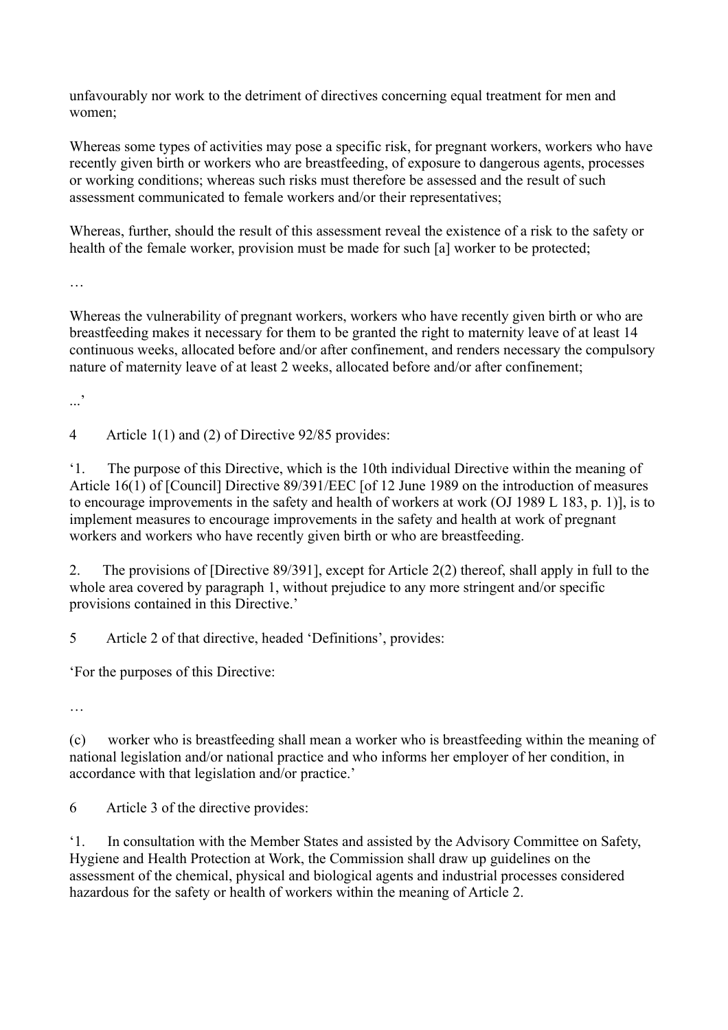unfavourably nor work to the detriment of directives concerning equal treatment for men and women;

Whereas some types of activities may pose a specific risk, for pregnant workers, workers who have recently given birth or workers who are breastfeeding, of exposure to dangerous agents, processes or working conditions; whereas such risks must therefore be assessed and the result of such assessment communicated to female workers and/or their representatives;

Whereas, further, should the result of this assessment reveal the existence of a risk to the safety or health of the female worker, provision must be made for such [a] worker to be protected;

…

Whereas the vulnerability of pregnant workers, workers who have recently given birth or who are breastfeeding makes it necessary for them to be granted the right to maternity leave of at least 14 continuous weeks, allocated before and/or after confinement, and renders necessary the compulsory nature of maternity leave of at least 2 weeks, allocated before and/or after confinement;

...'

4 Article 1(1) and (2) of Directive 92/85 provides:

'1. The purpose of this Directive, which is the 10th individual Directive within the meaning of Article 16(1) of [Council] Directive 89/391/EEC [of 12 June 1989 on the introduction of measures to encourage improvements in the safety and health of workers at work (OJ 1989 L 183, p. 1)], is to implement measures to encourage improvements in the safety and health at work of pregnant workers and workers who have recently given birth or who are breastfeeding.

2. The provisions of [Directive 89/391], except for Article 2(2) thereof, shall apply in full to the whole area covered by paragraph 1, without prejudice to any more stringent and/or specific provisions contained in this Directive.'

5 Article 2 of that directive, headed 'Definitions', provides:

'For the purposes of this Directive:

…

(c) worker who is breastfeeding shall mean a worker who is breastfeeding within the meaning of national legislation and/or national practice and who informs her employer of her condition, in accordance with that legislation and/or practice.'

6 Article 3 of the directive provides:

'1. In consultation with the Member States and assisted by the Advisory Committee on Safety, Hygiene and Health Protection at Work, the Commission shall draw up guidelines on the assessment of the chemical, physical and biological agents and industrial processes considered hazardous for the safety or health of workers within the meaning of Article 2.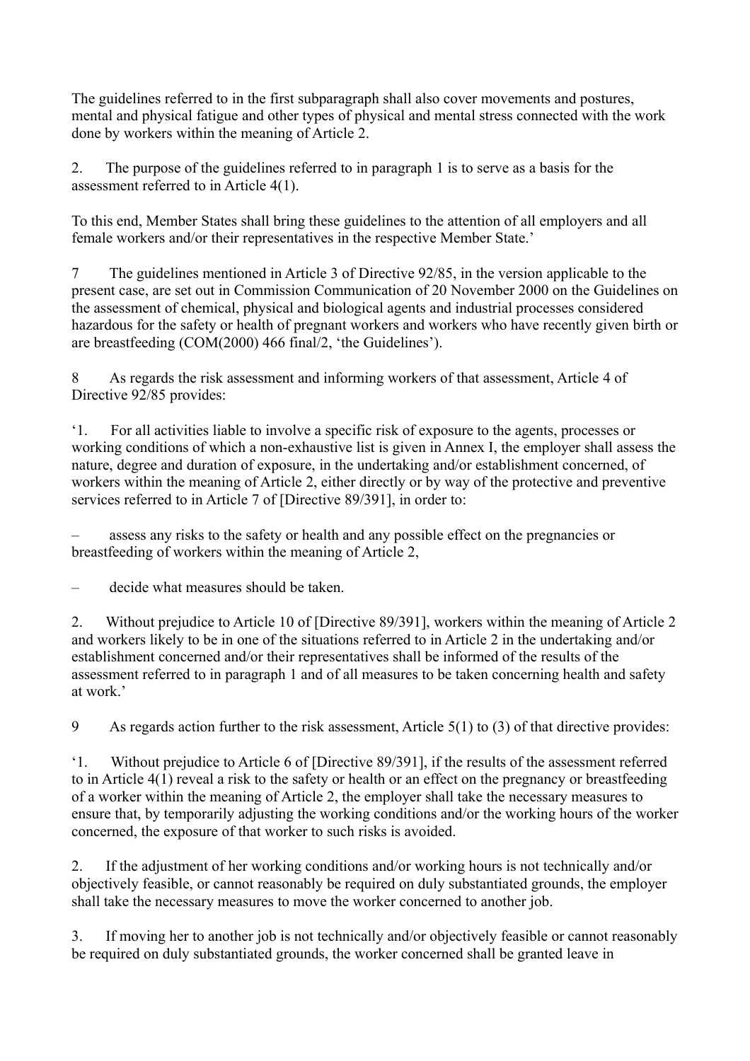The guidelines referred to in the first subparagraph shall also cover movements and postures, mental and physical fatigue and other types of physical and mental stress connected with the work done by workers within the meaning of Article 2.

2. The purpose of the guidelines referred to in paragraph 1 is to serve as a basis for the assessment referred to in Article 4(1).

To this end, Member States shall bring these guidelines to the attention of all employers and all female workers and/or their representatives in the respective Member State.'

7 The guidelines mentioned in Article 3 of Directive 92/85, in the version applicable to the present case, are set out in Commission Communication of 20 November 2000 on the Guidelines on the assessment of chemical, physical and biological agents and industrial processes considered hazardous for the safety or health of pregnant workers and workers who have recently given birth or are breastfeeding (COM(2000) 466 final/2, 'the Guidelines').

8 As regards the risk assessment and informing workers of that assessment, Article 4 of Directive 92/85 provides:

'1. For all activities liable to involve a specific risk of exposure to the agents, processes or working conditions of which a non-exhaustive list is given in Annex I, the employer shall assess the nature, degree and duration of exposure, in the undertaking and/or establishment concerned, of workers within the meaning of Article 2, either directly or by way of the protective and preventive services referred to in Article 7 of [Directive 89/391], in order to:

– assess any risks to the safety or health and any possible effect on the pregnancies or breastfeeding of workers within the meaning of Article 2,

– decide what measures should be taken.

2. Without prejudice to Article 10 of [Directive 89/391], workers within the meaning of Article 2 and workers likely to be in one of the situations referred to in Article 2 in the undertaking and/or establishment concerned and/or their representatives shall be informed of the results of the assessment referred to in paragraph 1 and of all measures to be taken concerning health and safety at work.'

9 As regards action further to the risk assessment, Article 5(1) to (3) of that directive provides:

'1. Without prejudice to Article 6 of [Directive 89/391], if the results of the assessment referred to in Article 4(1) reveal a risk to the safety or health or an effect on the pregnancy or breastfeeding of a worker within the meaning of Article 2, the employer shall take the necessary measures to ensure that, by temporarily adjusting the working conditions and/or the working hours of the worker concerned, the exposure of that worker to such risks is avoided.

2. If the adjustment of her working conditions and/or working hours is not technically and/or objectively feasible, or cannot reasonably be required on duly substantiated grounds, the employer shall take the necessary measures to move the worker concerned to another job.

3. If moving her to another job is not technically and/or objectively feasible or cannot reasonably be required on duly substantiated grounds, the worker concerned shall be granted leave in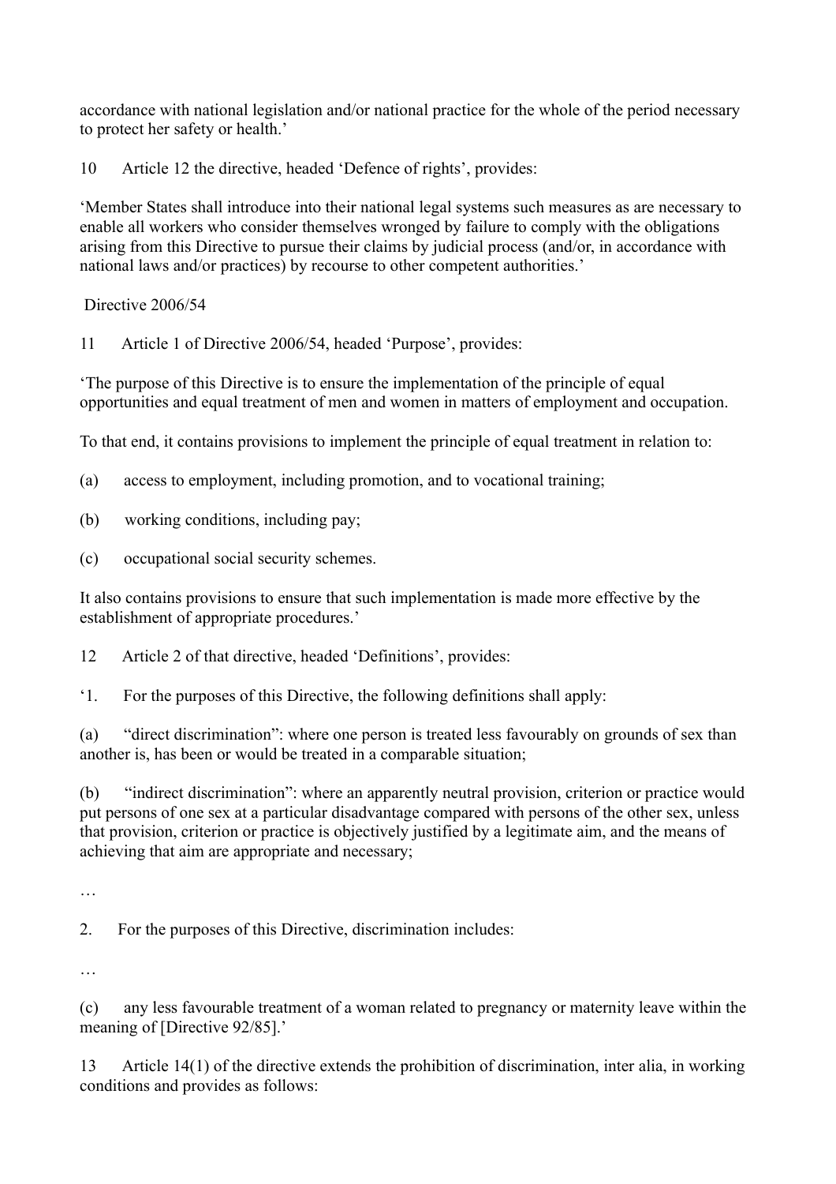accordance with national legislation and/or national practice for the whole of the period necessary to protect her safety or health.'

10 Article 12 the directive, headed 'Defence of rights', provides:

'Member States shall introduce into their national legal systems such measures as are necessary to enable all workers who consider themselves wronged by failure to comply with the obligations arising from this Directive to pursue their claims by judicial process (and/or, in accordance with national laws and/or practices) by recourse to other competent authorities.'

Directive 2006/54

11 Article 1 of Directive 2006/54, headed 'Purpose', provides:

'The purpose of this Directive is to ensure the implementation of the principle of equal opportunities and equal treatment of men and women in matters of employment and occupation.

To that end, it contains provisions to implement the principle of equal treatment in relation to:

(a) access to employment, including promotion, and to vocational training;

(b) working conditions, including pay;

(c) occupational social security schemes.

It also contains provisions to ensure that such implementation is made more effective by the establishment of appropriate procedures.'

12 Article 2 of that directive, headed 'Definitions', provides:

'1. For the purposes of this Directive, the following definitions shall apply:

(a) "direct discrimination": where one person is treated less favourably on grounds of sex than another is, has been or would be treated in a comparable situation;

(b) "indirect discrimination": where an apparently neutral provision, criterion or practice would put persons of one sex at a particular disadvantage compared with persons of the other sex, unless that provision, criterion or practice is objectively justified by a legitimate aim, and the means of achieving that aim are appropriate and necessary;

…

2. For the purposes of this Directive, discrimination includes:

…

(c) any less favourable treatment of a woman related to pregnancy or maternity leave within the meaning of [Directive 92/85].'

13 Article 14(1) of the directive extends the prohibition of discrimination, inter alia, in working conditions and provides as follows: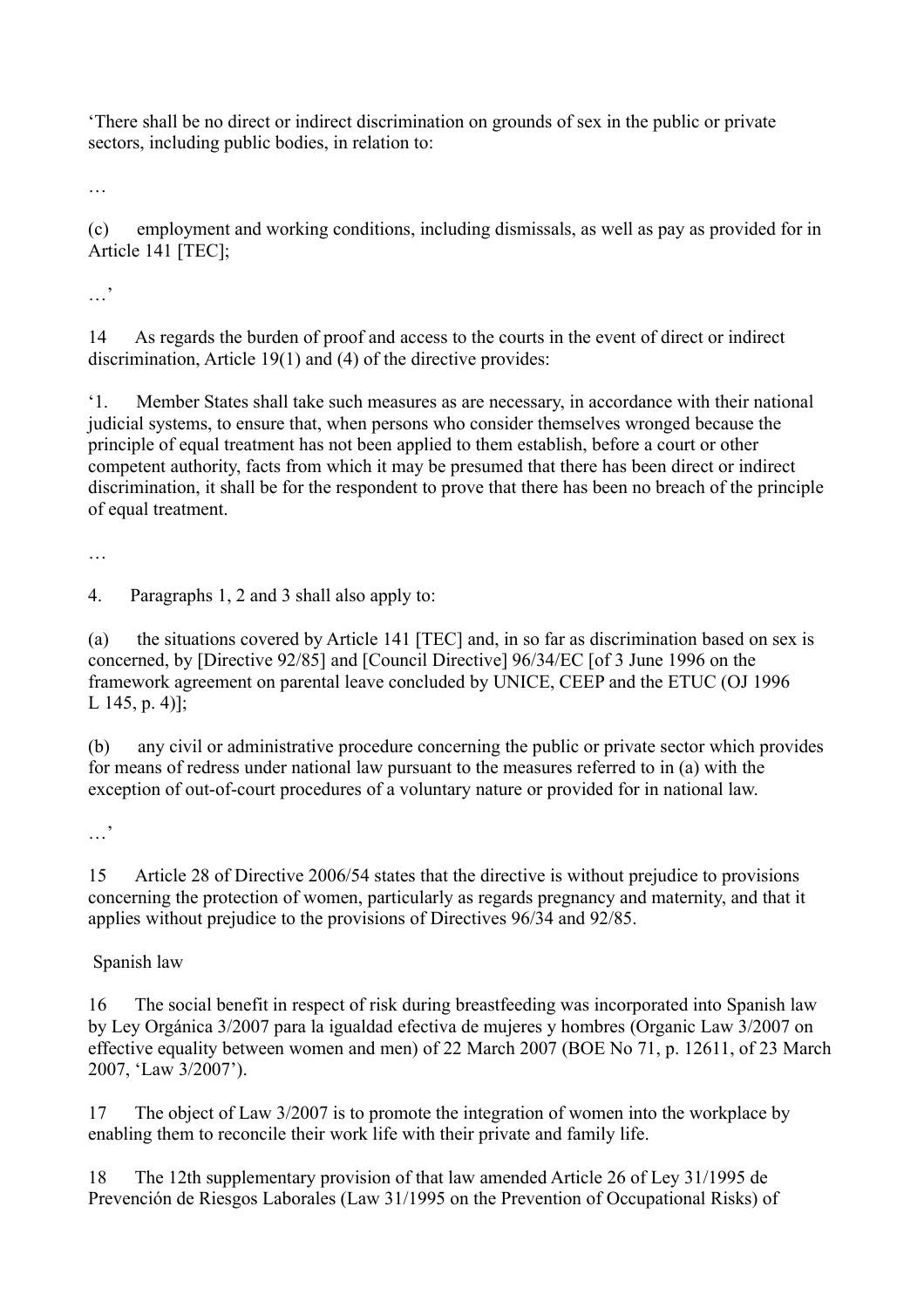‘There shall be no direct or indirect discrimination on grounds of sex in the public or private sectors, including public bodies, in relation to:

…

(c) employment and working conditions, including dismissals, as well as pay as provided for in Article 141 [TEC];

…’

14 As regards the burden of proof and access to the courts in the event of direct or indirect discrimination, Article 19(1) and (4) of the directive provides:

‘1. Member States shall take such measures as are necessary, in accordance with their national judicial systems, to ensure that, when persons who consider themselves wronged because the principle of equal treatment has not been applied to them establish, before a court or other competent authority, facts from which it may be presumed that there has been direct or indirect discrimination, it shall be for the respondent to prove that there has been no breach of the principle of equal treatment.

…

4. Paragraphs 1, 2 and 3 shall also apply to:

(a) the situations covered by Article 141 [TEC] and, in so far as discrimination based on sex is concerned, by [Directive 92/85] and [Council Directive] 96/34/EC [of 3 June 1996 on the framework agreement on parental leave concluded by UNICE, CEEP and the ETUC (OJ 1996 L 145, p. 4)];

(b) any civil or administrative procedure concerning the public or private sector which provides for means of redress under national law pursuant to the measures referred to in (a) with the exception of out-of-court procedures of a voluntary nature or provided for in national law.

…’

15 Article 28 of Directive 2006/54 states that the directive is without prejudice to provisions concerning the protection of women, particularly as regards pregnancy and maternity, and that it applies without prejudice to the provisions of Directives 96/34 and 92/85.

Spanish law

16 The social benefit in respect of risk during breastfeeding was incorporated into Spanish law by Ley Orgánica 3/2007 para la igualdad efectiva de mujeres y hombres (Organic Law 3/2007 on effective equality between women and men) of 22 March 2007 (BOE No 71, p. 12611, of 23 March 2007, ‘Law 3/2007’).

17 The object of Law 3/2007 is to promote the integration of women into the workplace by enabling them to reconcile their work life with their private and family life.

18 The 12th supplementary provision of that law amended Article 26 of Ley 31/1995 de Prevención de Riesgos Laborales (Law 31/1995 on the Prevention of Occupational Risks) of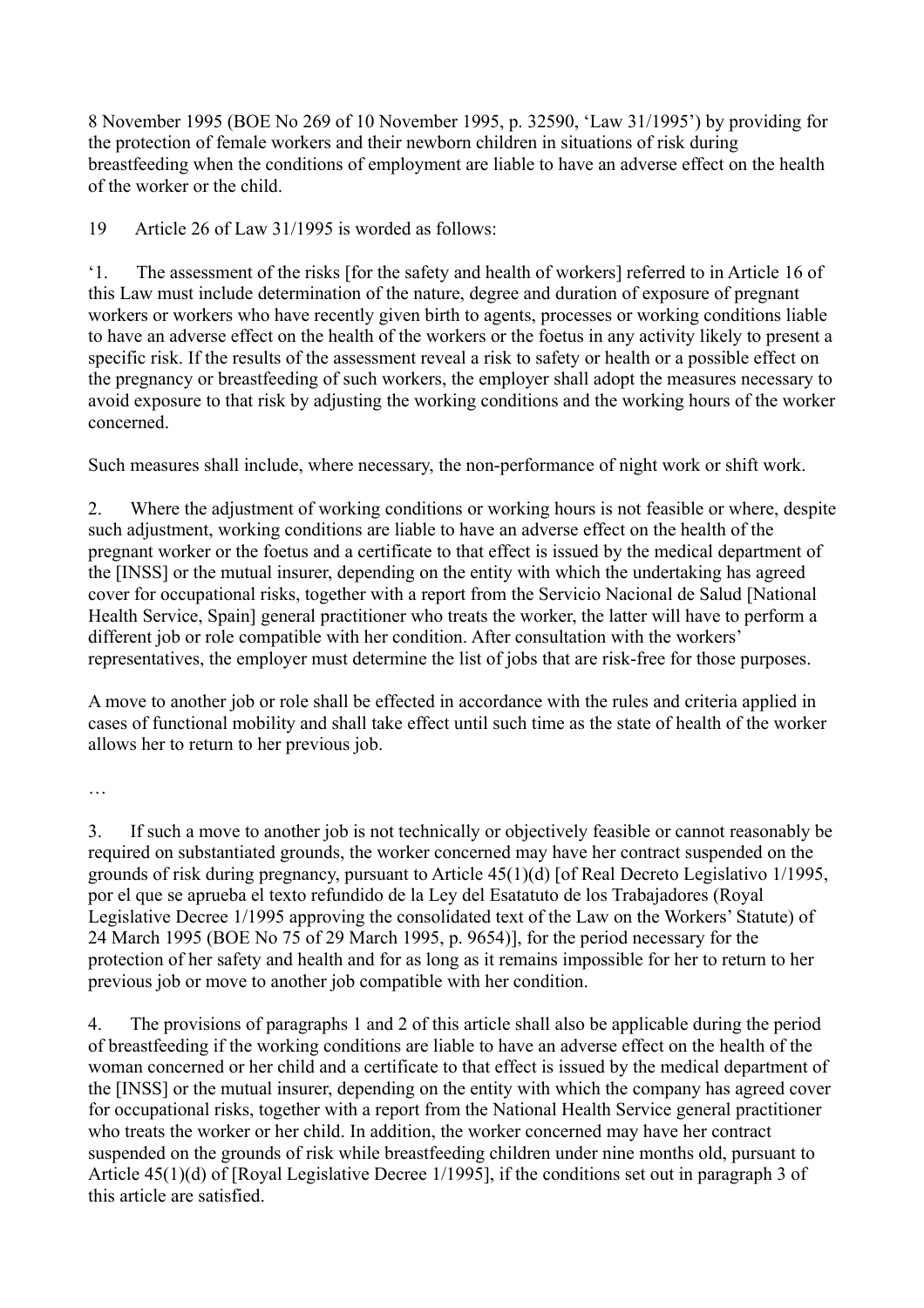8 November 1995 (BOE No 269 of 10 November 1995, p. 32590, 'Law 31/1995') by providing for the protection of female workers and their newborn children in situations of risk during breastfeeding when the conditions of employment are liable to have an adverse effect on the health of the worker or the child.

19 Article 26 of Law 31/1995 is worded as follows:

'1. The assessment of the risks [for the safety and health of workers] referred to in Article 16 of this Law must include determination of the nature, degree and duration of exposure of pregnant workers or workers who have recently given birth to agents, processes or working conditions liable to have an adverse effect on the health of the workers or the foetus in any activity likely to present a specific risk. If the results of the assessment reveal a risk to safety or health or a possible effect on the pregnancy or breastfeeding of such workers, the employer shall adopt the measures necessary to avoid exposure to that risk by adjusting the working conditions and the working hours of the worker concerned.

Such measures shall include, where necessary, the non-performance of night work or shift work.

2. Where the adjustment of working conditions or working hours is not feasible or where, despite such adjustment, working conditions are liable to have an adverse effect on the health of the pregnant worker or the foetus and a certificate to that effect is issued by the medical department of the [INSS] or the mutual insurer, depending on the entity with which the undertaking has agreed cover for occupational risks, together with a report from the Servicio Nacional de Salud [National Health Service, Spain] general practitioner who treats the worker, the latter will have to perform a different job or role compatible with her condition. After consultation with the workers' representatives, the employer must determine the list of jobs that are risk-free for those purposes.

A move to another job or role shall be effected in accordance with the rules and criteria applied in cases of functional mobility and shall take effect until such time as the state of health of the worker allows her to return to her previous job.

…

3. If such a move to another job is not technically or objectively feasible or cannot reasonably be required on substantiated grounds, the worker concerned may have her contract suspended on the grounds of risk during pregnancy, pursuant to Article 45(1)(d) [of Real Decreto Legislativo 1/1995, por el que se aprueba el texto refundido de la Ley del Esatatuto de los Trabajadores (Royal Legislative Decree 1/1995 approving the consolidated text of the Law on the Workers' Statute) of 24 March 1995 (BOE No 75 of 29 March 1995, p. 9654)], for the period necessary for the protection of her safety and health and for as long as it remains impossible for her to return to her previous job or move to another job compatible with her condition.

4. The provisions of paragraphs 1 and 2 of this article shall also be applicable during the period of breastfeeding if the working conditions are liable to have an adverse effect on the health of the woman concerned or her child and a certificate to that effect is issued by the medical department of the [INSS] or the mutual insurer, depending on the entity with which the company has agreed cover for occupational risks, together with a report from the National Health Service general practitioner who treats the worker or her child. In addition, the worker concerned may have her contract suspended on the grounds of risk while breastfeeding children under nine months old, pursuant to Article 45(1)(d) of [Royal Legislative Decree 1/1995], if the conditions set out in paragraph 3 of this article are satisfied.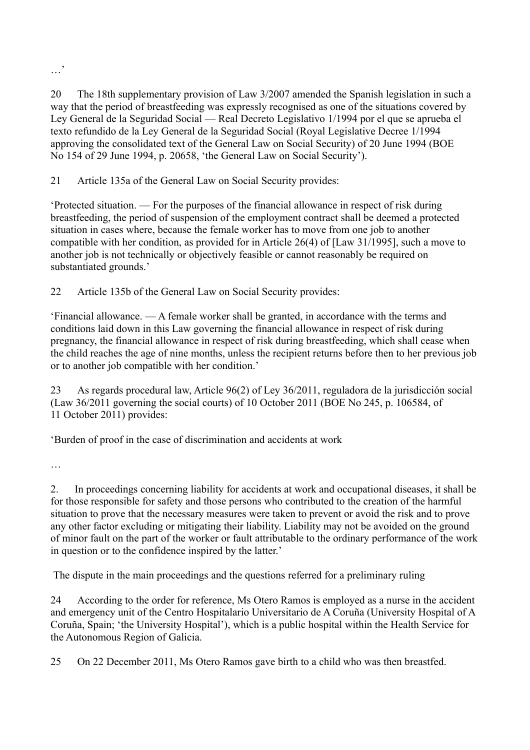…’

20 The 18th supplementary provision of Law 3/2007 amended the Spanish legislation in such a way that the period of breastfeeding was expressly recognised as one of the situations covered by Ley General de la Seguridad Social — Real Decreto Legislativo 1/1994 por el que se aprueba el texto refundido de la Ley General de la Seguridad Social (Royal Legislative Decree 1/1994 approving the consolidated text of the General Law on Social Security) of 20 June 1994 (BOE No 154 of 29 June 1994, p. 20658, ‘the General Law on Social Security’).

21 Article 135a of the General Law on Social Security provides:

‘Protected situation. — For the purposes of the financial allowance in respect of risk during breastfeeding, the period of suspension of the employment contract shall be deemed a protected situation in cases where, because the female worker has to move from one job to another compatible with her condition, as provided for in Article 26(4) of [Law 31/1995], such a move to another job is not technically or objectively feasible or cannot reasonably be required on substantiated grounds.’

22 Article 135b of the General Law on Social Security provides:

‘Financial allowance. — A female worker shall be granted, in accordance with the terms and conditions laid down in this Law governing the financial allowance in respect of risk during pregnancy, the financial allowance in respect of risk during breastfeeding, which shall cease when the child reaches the age of nine months, unless the recipient returns before then to her previous job or to another job compatible with her condition.’

23 As regards procedural law, Article 96(2) of Ley 36/2011, reguladora de la jurisdicción social (Law 36/2011 governing the social courts) of 10 October 2011 (BOE No 245, p. 106584, of 11 October 2011) provides:

‘Burden of proof in the case of discrimination and accidents at work

…

2. In proceedings concerning liability for accidents at work and occupational diseases, it shall be for those responsible for safety and those persons who contributed to the creation of the harmful situation to prove that the necessary measures were taken to prevent or avoid the risk and to prove any other factor excluding or mitigating their liability. Liability may not be avoided on the ground of minor fault on the part of the worker or fault attributable to the ordinary performance of the work in question or to the confidence inspired by the latter.’

## The dispute in the main proceedings and the questions referred for a preliminary ruling

24 According to the order for reference, Ms Otero Ramos is employed as a nurse in the accident and emergency unit of the Centro Hospitalario Universitario de A Coruña (University Hospital of A Coruña, Spain; ‘the University Hospital’), which is a public hospital within the Health Service for the Autonomous Region of Galicia.

25 On 22 December 2011, Ms Otero Ramos gave birth to a child who was then breastfed.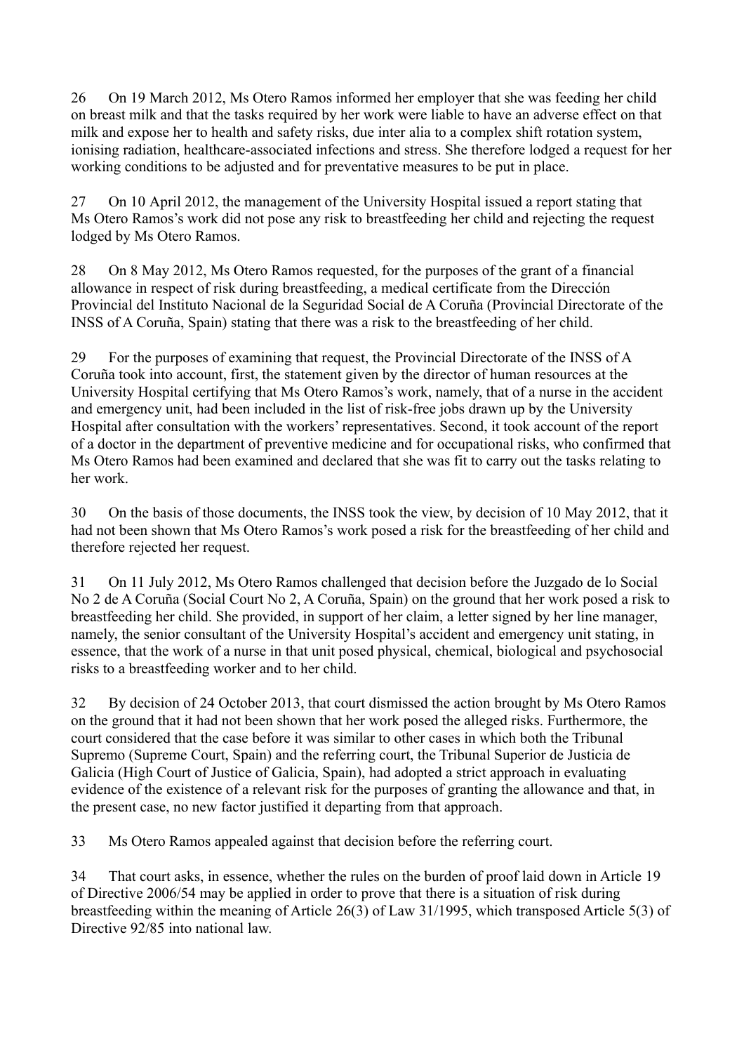26 On 19 March 2012, Ms Otero Ramos informed her employer that she was feeding her child on breast milk and that the tasks required by her work were liable to have an adverse effect on that milk and expose her to health and safety risks, due inter alia to a complex shift rotation system, ionising radiation, healthcare-associated infections and stress. She therefore lodged a request for her working conditions to be adjusted and for preventative measures to be put in place.

27 On 10 April 2012, the management of the University Hospital issued a report stating that Ms Otero Ramos's work did not pose any risk to breastfeeding her child and rejecting the request lodged by Ms Otero Ramos.

28 On 8 May 2012, Ms Otero Ramos requested, for the purposes of the grant of a financial allowance in respect of risk during breastfeeding, a medical certificate from the Dirección Provincial del Instituto Nacional de la Seguridad Social de A Coruña (Provincial Directorate of the INSS of A Coruña, Spain) stating that there was a risk to the breastfeeding of her child.

29 For the purposes of examining that request, the Provincial Directorate of the INSS of A Coruña took into account, first, the statement given by the director of human resources at the University Hospital certifying that Ms Otero Ramos's work, namely, that of a nurse in the accident and emergency unit, had been included in the list of risk-free jobs drawn up by the University Hospital after consultation with the workers' representatives. Second, it took account of the report of a doctor in the department of preventive medicine and for occupational risks, who confirmed that Ms Otero Ramos had been examined and declared that she was fit to carry out the tasks relating to her work.

30 On the basis of those documents, the INSS took the view, by decision of 10 May 2012, that it had not been shown that Ms Otero Ramos's work posed a risk for the breastfeeding of her child and therefore rejected her request.

31 On 11 July 2012, Ms Otero Ramos challenged that decision before the Juzgado de lo Social No 2 de A Coruña (Social Court No 2, A Coruña, Spain) on the ground that her work posed a risk to breastfeeding her child. She provided, in support of her claim, a letter signed by her line manager, namely, the senior consultant of the University Hospital's accident and emergency unit stating, in essence, that the work of a nurse in that unit posed physical, chemical, biological and psychosocial risks to a breastfeeding worker and to her child.

32 By decision of 24 October 2013, that court dismissed the action brought by Ms Otero Ramos on the ground that it had not been shown that her work posed the alleged risks. Furthermore, the court considered that the case before it was similar to other cases in which both the Tribunal Supremo (Supreme Court, Spain) and the referring court, the Tribunal Superior de Justicia de Galicia (High Court of Justice of Galicia, Spain), had adopted a strict approach in evaluating evidence of the existence of a relevant risk for the purposes of granting the allowance and that, in the present case, no new factor justified it departing from that approach.

33 Ms Otero Ramos appealed against that decision before the referring court.

34 That court asks, in essence, whether the rules on the burden of proof laid down in Article 19 of Directive 2006/54 may be applied in order to prove that there is a situation of risk during breastfeeding within the meaning of Article 26(3) of Law 31/1995, which transposed Article 5(3) of Directive 92/85 into national law.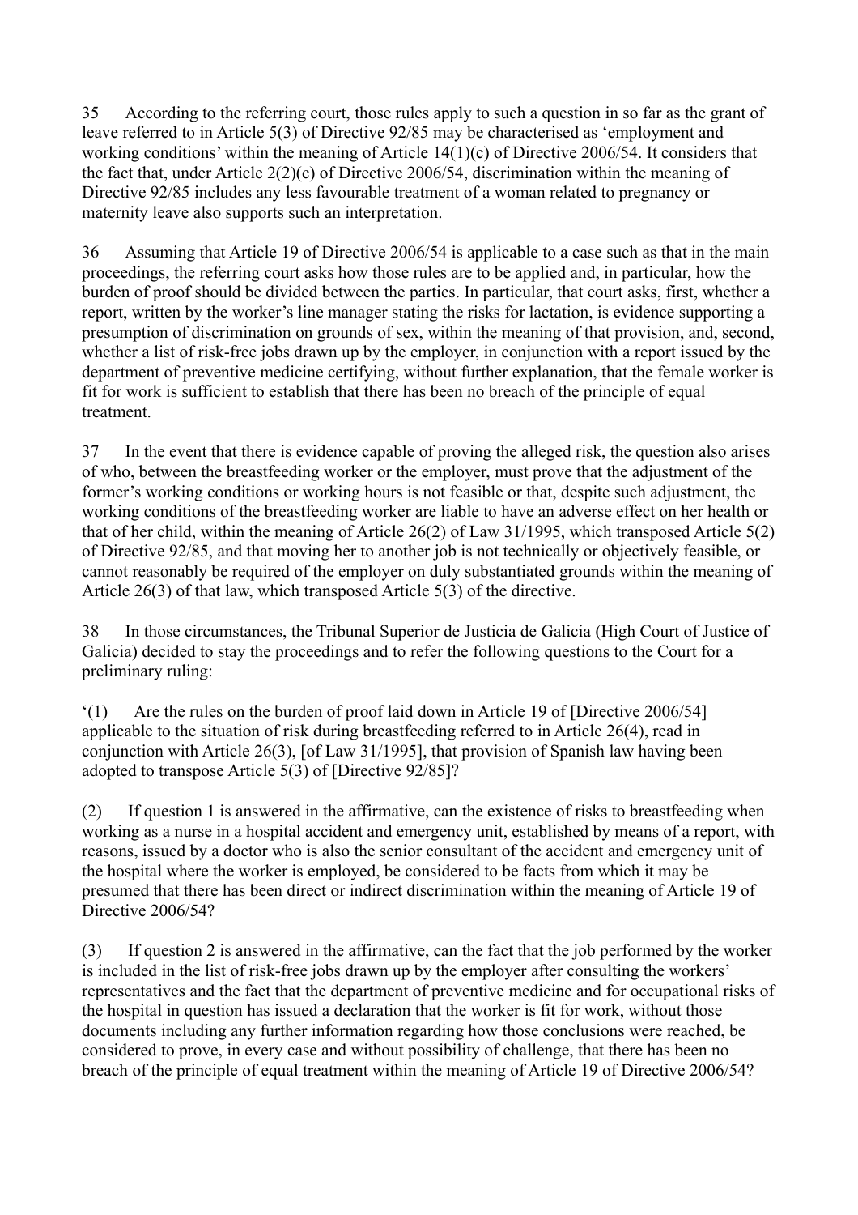35 According to the referring court, those rules apply to such a question in so far as the grant of leave referred to in Article 5(3) of Directive 92/85 may be characterised as 'employment and working conditions' within the meaning of Article 14(1)(c) of Directive 2006/54. It considers that the fact that, under Article 2(2)(c) of Directive 2006/54, discrimination within the meaning of Directive 92/85 includes any less favourable treatment of a woman related to pregnancy or maternity leave also supports such an interpretation.

36 Assuming that Article 19 of Directive 2006/54 is applicable to a case such as that in the main proceedings, the referring court asks how those rules are to be applied and, in particular, how the burden of proof should be divided between the parties. In particular, that court asks, first, whether a report, written by the worker's line manager stating the risks for lactation, is evidence supporting a presumption of discrimination on grounds of sex, within the meaning of that provision, and, second, whether a list of risk-free jobs drawn up by the employer, in conjunction with a report issued by the department of preventive medicine certifying, without further explanation, that the female worker is fit for work is sufficient to establish that there has been no breach of the principle of equal treatment.

37 In the event that there is evidence capable of proving the alleged risk, the question also arises of who, between the breastfeeding worker or the employer, must prove that the adjustment of the former's working conditions or working hours is not feasible or that, despite such adjustment, the working conditions of the breastfeeding worker are liable to have an adverse effect on her health or that of her child, within the meaning of Article 26(2) of Law 31/1995, which transposed Article 5(2) of Directive 92/85, and that moving her to another job is not technically or objectively feasible, or cannot reasonably be required of the employer on duly substantiated grounds within the meaning of Article 26(3) of that law, which transposed Article 5(3) of the directive.

38 In those circumstances, the Tribunal Superior de Justicia de Galicia (High Court of Justice of Galicia) decided to stay the proceedings and to refer the following questions to the Court for a preliminary ruling:

'(1) Are the rules on the burden of proof laid down in Article 19 of [Directive 2006/54] applicable to the situation of risk during breastfeeding referred to in Article 26(4), read in conjunction with Article 26(3), [of Law 31/1995], that provision of Spanish law having been adopted to transpose Article 5(3) of [Directive 92/85]?

(2) If question 1 is answered in the affirmative, can the existence of risks to breastfeeding when working as a nurse in a hospital accident and emergency unit, established by means of a report, with reasons, issued by a doctor who is also the senior consultant of the accident and emergency unit of the hospital where the worker is employed, be considered to be facts from which it may be presumed that there has been direct or indirect discrimination within the meaning of Article 19 of Directive 2006/54?

(3) If question 2 is answered in the affirmative, can the fact that the job performed by the worker is included in the list of risk-free jobs drawn up by the employer after consulting the workers' representatives and the fact that the department of preventive medicine and for occupational risks of the hospital in question has issued a declaration that the worker is fit for work, without those documents including any further information regarding how those conclusions were reached, be considered to prove, in every case and without possibility of challenge, that there has been no breach of the principle of equal treatment within the meaning of Article 19 of Directive 2006/54?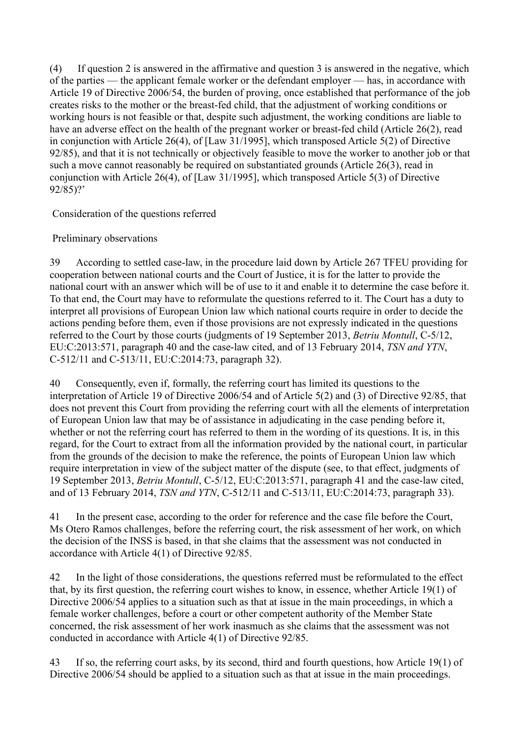(4) If question 2 is answered in the affirmative and question 3 is answered in the negative, which of the parties — the applicant female worker or the defendant employer — has, in accordance with Article 19 of Directive 2006/54, the burden of proving, once established that performance of the job creates risks to the mother or the breast-fed child, that the adjustment of working conditions or working hours is not feasible or that, despite such adjustment, the working conditions are liable to have an adverse effect on the health of the pregnant worker or breast-fed child (Article 26(2), read in conjunction with Article 26(4), of [Law 31/1995], which transposed Article 5(2) of Directive 92/85), and that it is not technically or objectively feasible to move the worker to another job or that such a move cannot reasonably be required on substantiated grounds (Article 26(3), read in conjunction with Article 26(4), of [Law 31/1995], which transposed Article 5(3) of Directive 92/85)?'

Consideration of the questions referred

Preliminary observations

39 According to settled case-law, in the procedure laid down by Article 267 TFEU providing for cooperation between national courts and the Court of Justice, it is for the latter to provide the national court with an answer which will be of use to it and enable it to determine the case before it. To that end, the Court may have to reformulate the questions referred to it. The Court has a duty to interpret all provisions of European Union law which national courts require in order to decide the actions pending before them, even if those provisions are not expressly indicated in the questions referred to the Court by those courts (judgments of 19 September 2013, *Betriu Montull*, C-5/12, EU:C:2013:571, paragraph 40 and the case-law cited, and of 13 February 2014, *TSN and YTN*, C-512/11 and C-513/11, EU:C:2014:73, paragraph 32).

40 Consequently, even if, formally, the referring court has limited its questions to the interpretation of Article 19 of Directive 2006/54 and of Article 5(2) and (3) of Directive 92/85, that does not prevent this Court from providing the referring court with all the elements of interpretation of European Union law that may be of assistance in adjudicating in the case pending before it, whether or not the referring court has referred to them in the wording of its questions. It is, in this regard, for the Court to extract from all the information provided by the national court, in particular from the grounds of the decision to make the reference, the points of European Union law which require interpretation in view of the subject matter of the dispute (see, to that effect, judgments of 19 September 2013, *Betriu Montull*, C-5/12, EU:C:2013:571, paragraph 41 and the case-law cited, and of 13 February 2014, *TSN and YTN*, C-512/11 and C-513/11, EU:C:2014:73, paragraph 33).

41 In the present case, according to the order for reference and the case file before the Court, Ms Otero Ramos challenges, before the referring court, the risk assessment of her work, on which the decision of the INSS is based, in that she claims that the assessment was not conducted in accordance with Article 4(1) of Directive 92/85.

42 In the light of those considerations, the questions referred must be reformulated to the effect that, by its first question, the referring court wishes to know, in essence, whether Article 19(1) of Directive 2006/54 applies to a situation such as that at issue in the main proceedings, in which a female worker challenges, before a court or other competent authority of the Member State concerned, the risk assessment of her work inasmuch as she claims that the assessment was not conducted in accordance with Article 4(1) of Directive 92/85.

43 If so, the referring court asks, by its second, third and fourth questions, how Article 19(1) of Directive 2006/54 should be applied to a situation such as that at issue in the main proceedings.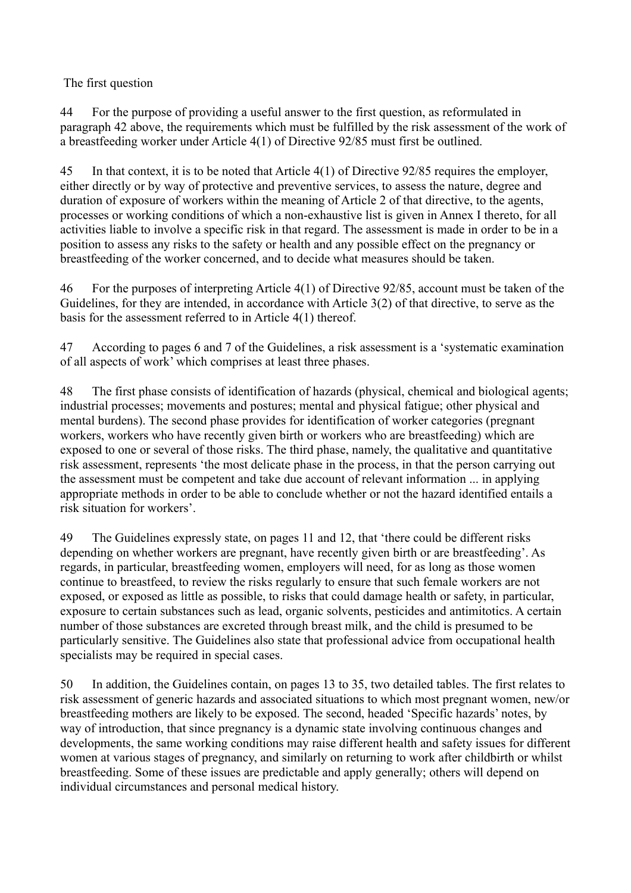The first question

44 For the purpose of providing a useful answer to the first question, as reformulated in paragraph 42 above, the requirements which must be fulfilled by the risk assessment of the work of a breastfeeding worker under Article 4(1) of Directive 92/85 must first be outlined.

45 In that context, it is to be noted that Article 4(1) of Directive 92/85 requires the employer, either directly or by way of protective and preventive services, to assess the nature, degree and duration of exposure of workers within the meaning of Article 2 of that directive, to the agents, processes or working conditions of which a non-exhaustive list is given in Annex I thereto, for all activities liable to involve a specific risk in that regard. The assessment is made in order to be in a position to assess any risks to the safety or health and any possible effect on the pregnancy or breastfeeding of the worker concerned, and to decide what measures should be taken.

46 For the purposes of interpreting Article 4(1) of Directive 92/85, account must be taken of the Guidelines, for they are intended, in accordance with Article 3(2) of that directive, to serve as the basis for the assessment referred to in Article 4(1) thereof.

47 According to pages 6 and 7 of the Guidelines, a risk assessment is a 'systematic examination of all aspects of work' which comprises at least three phases.

48 The first phase consists of identification of hazards (physical, chemical and biological agents; industrial processes; movements and postures; mental and physical fatigue; other physical and mental burdens). The second phase provides for identification of worker categories (pregnant workers, workers who have recently given birth or workers who are breastfeeding) which are exposed to one or several of those risks. The third phase, namely, the qualitative and quantitative risk assessment, represents 'the most delicate phase in the process, in that the person carrying out the assessment must be competent and take due account of relevant information ... in applying appropriate methods in order to be able to conclude whether or not the hazard identified entails a risk situation for workers'.

49 The Guidelines expressly state, on pages 11 and 12, that 'there could be different risks depending on whether workers are pregnant, have recently given birth or are breastfeeding'. As regards, in particular, breastfeeding women, employers will need, for as long as those women continue to breastfeed, to review the risks regularly to ensure that such female workers are not exposed, or exposed as little as possible, to risks that could damage health or safety, in particular, exposure to certain substances such as lead, organic solvents, pesticides and antimitotics. A certain number of those substances are excreted through breast milk, and the child is presumed to be particularly sensitive. The Guidelines also state that professional advice from occupational health specialists may be required in special cases.

50 In addition, the Guidelines contain, on pages 13 to 35, two detailed tables. The first relates to risk assessment of generic hazards and associated situations to which most pregnant women, new/or breastfeeding mothers are likely to be exposed. The second, headed 'Specific hazards' notes, by way of introduction, that since pregnancy is a dynamic state involving continuous changes and developments, the same working conditions may raise different health and safety issues for different women at various stages of pregnancy, and similarly on returning to work after childbirth or whilst breastfeeding. Some of these issues are predictable and apply generally; others will depend on individual circumstances and personal medical history.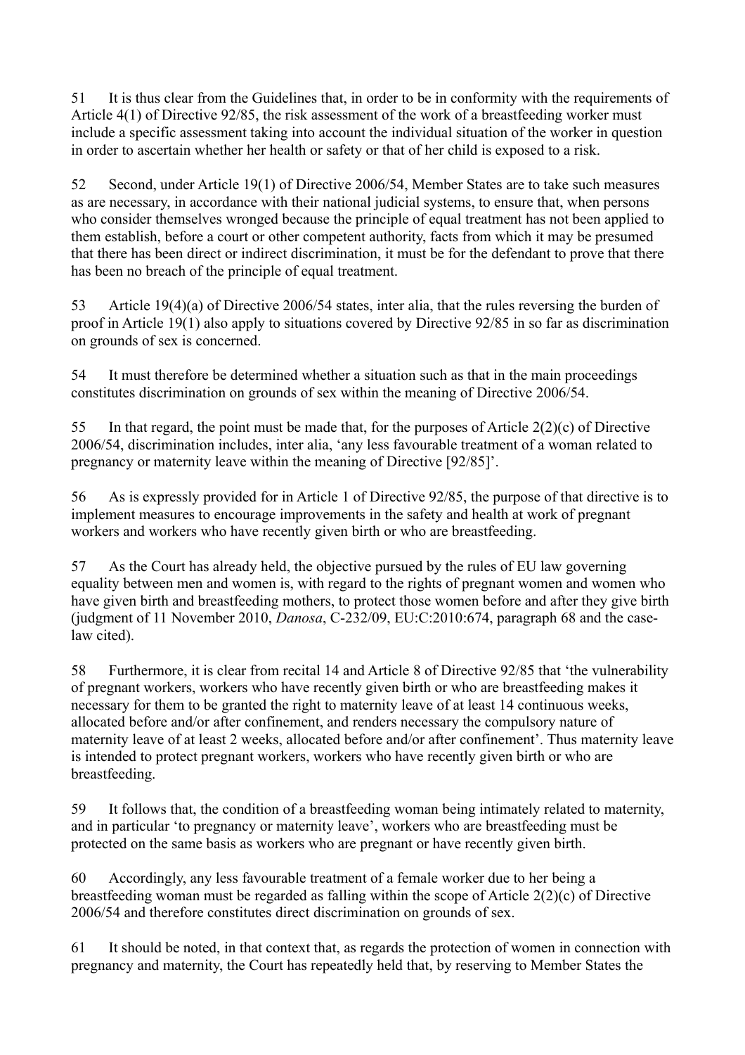51 It is thus clear from the Guidelines that, in order to be in conformity with the requirements of Article 4(1) of Directive 92/85, the risk assessment of the work of a breastfeeding worker must include a specific assessment taking into account the individual situation of the worker in question in order to ascertain whether her health or safety or that of her child is exposed to a risk.

52 Second, under Article 19(1) of Directive 2006/54, Member States are to take such measures as are necessary, in accordance with their national judicial systems, to ensure that, when persons who consider themselves wronged because the principle of equal treatment has not been applied to them establish, before a court or other competent authority, facts from which it may be presumed that there has been direct or indirect discrimination, it must be for the defendant to prove that there has been no breach of the principle of equal treatment.

53 Article 19(4)(a) of Directive 2006/54 states, inter alia, that the rules reversing the burden of proof in Article 19(1) also apply to situations covered by Directive 92/85 in so far as discrimination on grounds of sex is concerned.

54 It must therefore be determined whether a situation such as that in the main proceedings constitutes discrimination on grounds of sex within the meaning of Directive 2006/54.

55 In that regard, the point must be made that, for the purposes of Article 2(2)(c) of Directive 2006/54, discrimination includes, inter alia, 'any less favourable treatment of a woman related to pregnancy or maternity leave within the meaning of Directive [92/85]'.

56 As is expressly provided for in Article 1 of Directive 92/85, the purpose of that directive is to implement measures to encourage improvements in the safety and health at work of pregnant workers and workers who have recently given birth or who are breastfeeding.

57 As the Court has already held, the objective pursued by the rules of EU law governing equality between men and women is, with regard to the rights of pregnant women and women who have given birth and breastfeeding mothers, to protect those women before and after they give birth (judgment of 11 November 2010, *Danosa*, C-232/09, EU:C:2010:674, paragraph 68 and the case-law cited).

58 Furthermore, it is clear from recital 14 and Article 8 of Directive 92/85 that 'the vulnerability of pregnant workers, workers who have recently given birth or who are breastfeeding makes it necessary for them to be granted the right to maternity leave of at least 14 continuous weeks, allocated before and/or after confinement, and renders necessary the compulsory nature of maternity leave of at least 2 weeks, allocated before and/or after confinement'. Thus maternity leave is intended to protect pregnant workers, workers who have recently given birth or who are breastfeeding.

59 It follows that, the condition of a breastfeeding woman being intimately related to maternity, and in particular 'to pregnancy or maternity leave', workers who are breastfeeding must be protected on the same basis as workers who are pregnant or have recently given birth.

60 Accordingly, any less favourable treatment of a female worker due to her being a breastfeeding woman must be regarded as falling within the scope of Article 2(2)(c) of Directive 2006/54 and therefore constitutes direct discrimination on grounds of sex.

61 It should be noted, in that context that, as regards the protection of women in connection with pregnancy and maternity, the Court has repeatedly held that, by reserving to Member States the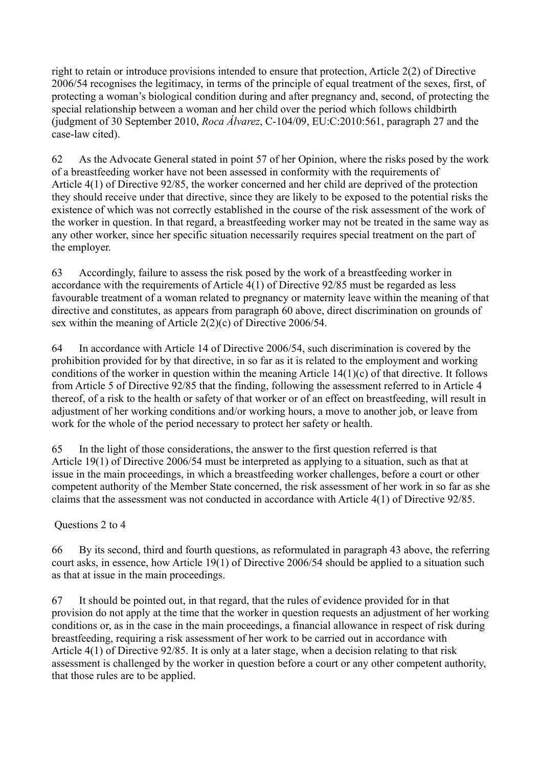right to retain or introduce provisions intended to ensure that protection, Article 2(2) of Directive 2006/54 recognises the legitimacy, in terms of the principle of equal treatment of the sexes, first, of protecting a woman's biological condition during and after pregnancy and, second, of protecting the special relationship between a woman and her child over the period which follows childbirth (judgment of 30 September 2010, *Roca Álvarez*, C‑104/09, EU:C:2010:561, paragraph 27 and the case-law cited).

62 As the Advocate General stated in point 57 of her Opinion, where the risks posed by the work of a breastfeeding worker have not been assessed in conformity with the requirements of Article 4(1) of Directive 92/85, the worker concerned and her child are deprived of the protection they should receive under that directive, since they are likely to be exposed to the potential risks the existence of which was not correctly established in the course of the risk assessment of the work of the worker in question. In that regard, a breastfeeding worker may not be treated in the same way as any other worker, since her specific situation necessarily requires special treatment on the part of the employer.

63 Accordingly, failure to assess the risk posed by the work of a breastfeeding worker in accordance with the requirements of Article 4(1) of Directive 92/85 must be regarded as less favourable treatment of a woman related to pregnancy or maternity leave within the meaning of that directive and constitutes, as appears from paragraph 60 above, direct discrimination on grounds of sex within the meaning of Article 2(2)(c) of Directive 2006/54.

64 In accordance with Article 14 of Directive 2006/54, such discrimination is covered by the prohibition provided for by that directive, in so far as it is related to the employment and working conditions of the worker in question within the meaning Article 14(1)(c) of that directive. It follows from Article 5 of Directive 92/85 that the finding, following the assessment referred to in Article 4 thereof, of a risk to the health or safety of that worker or of an effect on breastfeeding, will result in adjustment of her working conditions and/or working hours, a move to another job, or leave from work for the whole of the period necessary to protect her safety or health.

65 In the light of those considerations, the answer to the first question referred is that Article 19(1) of Directive 2006/54 must be interpreted as applying to a situation, such as that at issue in the main proceedings, in which a breastfeeding worker challenges, before a court or other competent authority of the Member State concerned, the risk assessment of her work in so far as she claims that the assessment was not conducted in accordance with Article 4(1) of Directive 92/85.

Questions 2 to 4

66 By its second, third and fourth questions, as reformulated in paragraph 43 above, the referring court asks, in essence, how Article 19(1) of Directive 2006/54 should be applied to a situation such as that at issue in the main proceedings.

67 It should be pointed out, in that regard, that the rules of evidence provided for in that provision do not apply at the time that the worker in question requests an adjustment of her working conditions or, as in the case in the main proceedings, a financial allowance in respect of risk during breastfeeding, requiring a risk assessment of her work to be carried out in accordance with Article 4(1) of Directive 92/85. It is only at a later stage, when a decision relating to that risk assessment is challenged by the worker in question before a court or any other competent authority, that those rules are to be applied.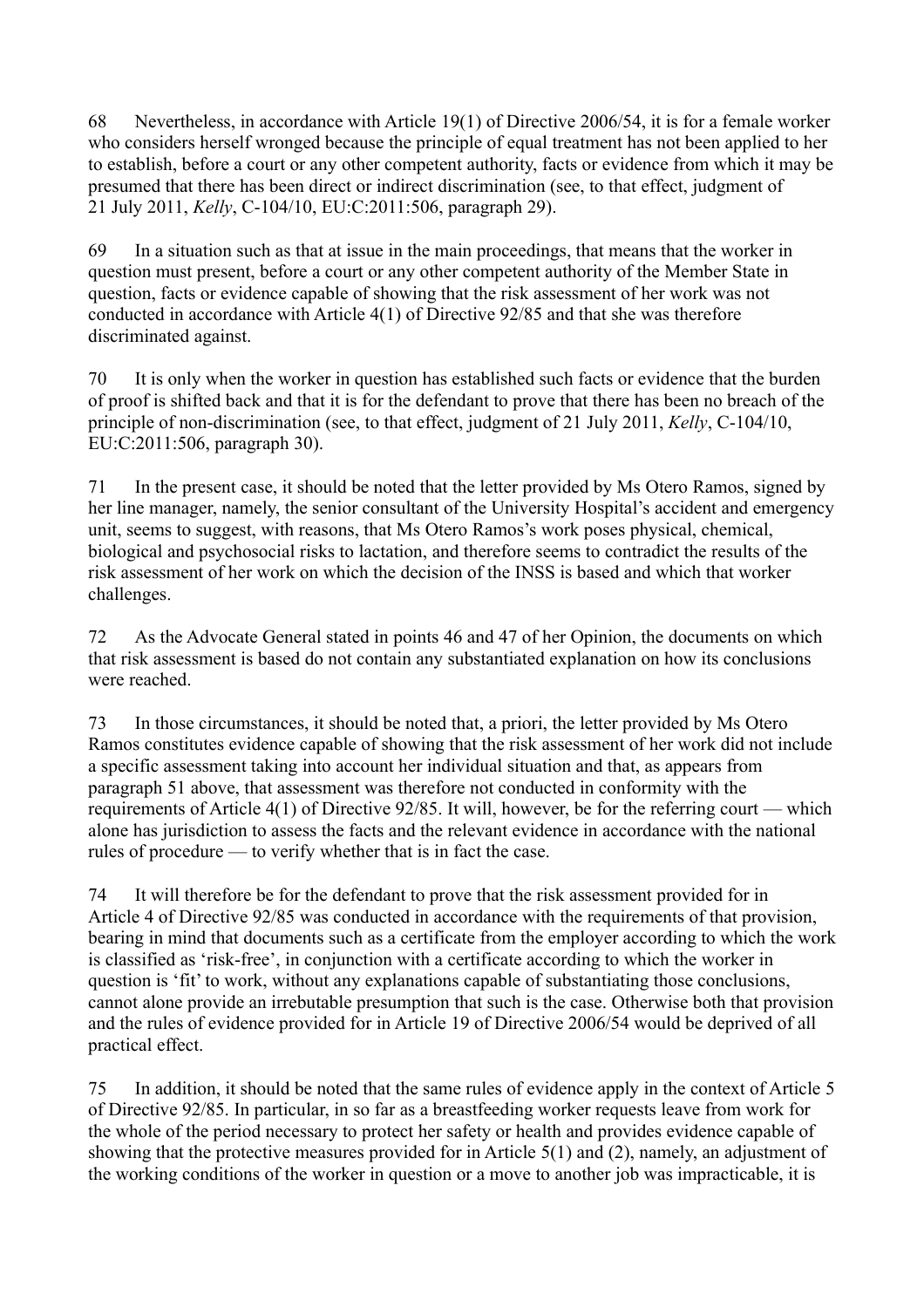68 Nevertheless, in accordance with Article 19(1) of Directive 2006/54, it is for a female worker who considers herself wronged because the principle of equal treatment has not been applied to her to establish, before a court or any other competent authority, facts or evidence from which it may be presumed that there has been direct or indirect discrimination (see, to that effect, judgment of 21 July 2011, *Kelly*, C-104/10, EU:C:2011:506, paragraph 29).

69 In a situation such as that at issue in the main proceedings, that means that the worker in question must present, before a court or any other competent authority of the Member State in question, facts or evidence capable of showing that the risk assessment of her work was not conducted in accordance with Article 4(1) of Directive 92/85 and that she was therefore discriminated against.

70 It is only when the worker in question has established such facts or evidence that the burden of proof is shifted back and that it is for the defendant to prove that there has been no breach of the principle of non-discrimination (see, to that effect, judgment of 21 July 2011, *Kelly*, C-104/10, EU:C:2011:506, paragraph 30).

71 In the present case, it should be noted that the letter provided by Ms Otero Ramos, signed by her line manager, namely, the senior consultant of the University Hospital's accident and emergency unit, seems to suggest, with reasons, that Ms Otero Ramos's work poses physical, chemical, biological and psychosocial risks to lactation, and therefore seems to contradict the results of the risk assessment of her work on which the decision of the INSS is based and which that worker challenges.

72 As the Advocate General stated in points 46 and 47 of her Opinion, the documents on which that risk assessment is based do not contain any substantiated explanation on how its conclusions were reached.

73 In those circumstances, it should be noted that, a priori, the letter provided by Ms Otero Ramos constitutes evidence capable of showing that the risk assessment of her work did not include a specific assessment taking into account her individual situation and that, as appears from paragraph 51 above, that assessment was therefore not conducted in conformity with the requirements of Article 4(1) of Directive 92/85. It will, however, be for the referring court — which alone has jurisdiction to assess the facts and the relevant evidence in accordance with the national rules of procedure — to verify whether that is in fact the case.

74 It will therefore be for the defendant to prove that the risk assessment provided for in Article 4 of Directive 92/85 was conducted in accordance with the requirements of that provision, bearing in mind that documents such as a certificate from the employer according to which the work is classified as 'risk-free', in conjunction with a certificate according to which the worker in question is 'fit' to work, without any explanations capable of substantiating those conclusions, cannot alone provide an irrebutable presumption that such is the case. Otherwise both that provision and the rules of evidence provided for in Article 19 of Directive 2006/54 would be deprived of all practical effect.

75 In addition, it should be noted that the same rules of evidence apply in the context of Article 5 of Directive 92/85. In particular, in so far as a breastfeeding worker requests leave from work for the whole of the period necessary to protect her safety or health and provides evidence capable of showing that the protective measures provided for in Article 5(1) and (2), namely, an adjustment of the working conditions of the worker in question or a move to another job was impracticable, it is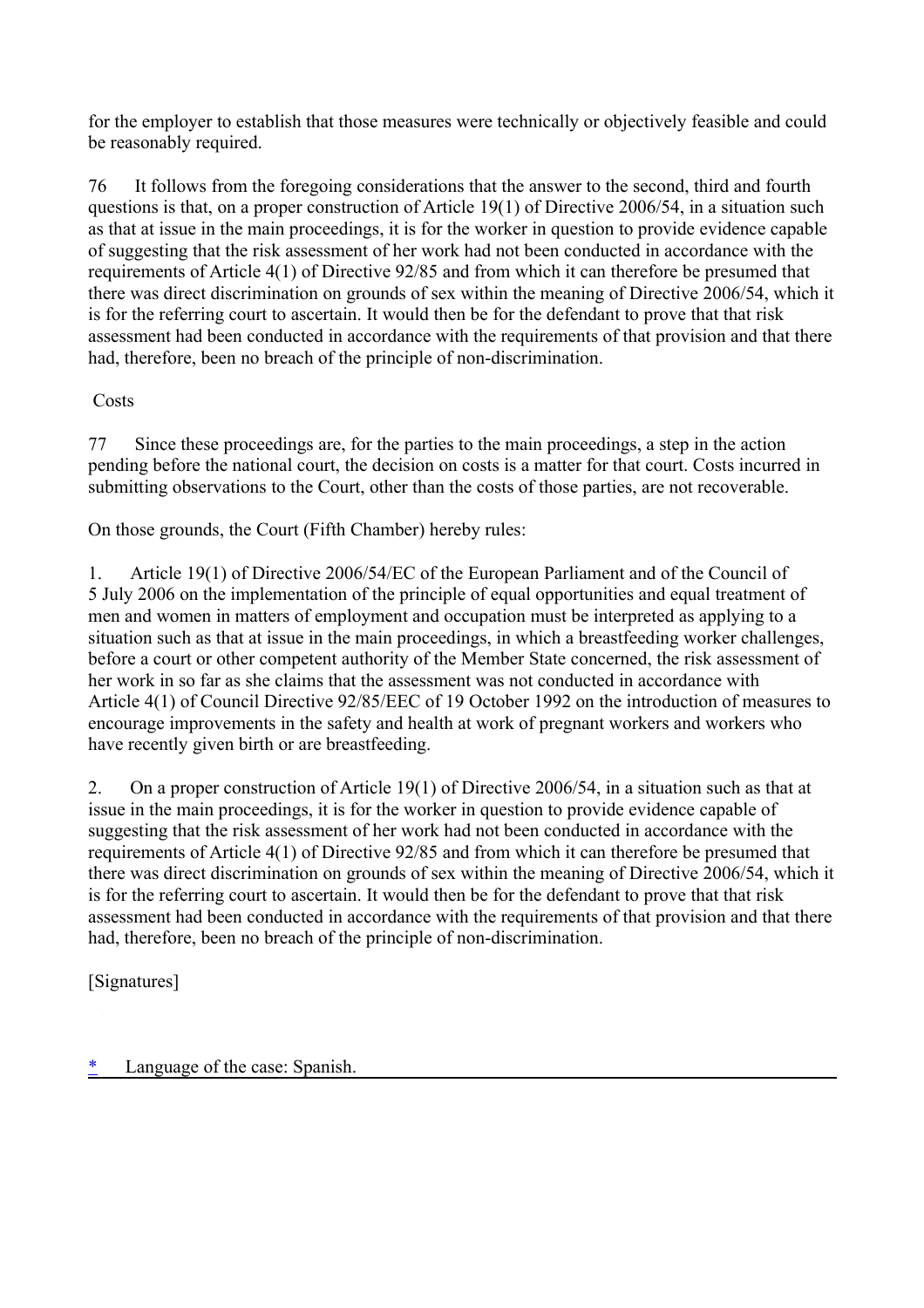for the employer to establish that those measures were technically or objectively feasible and could be reasonably required.

76 It follows from the foregoing considerations that the answer to the second, third and fourth questions is that, on a proper construction of Article 19(1) of Directive 2006/54, in a situation such as that at issue in the main proceedings, it is for the worker in question to provide evidence capable of suggesting that the risk assessment of her work had not been conducted in accordance with the requirements of Article 4(1) of Directive 92/85 and from which it can therefore be presumed that there was direct discrimination on grounds of sex within the meaning of Directive 2006/54, which it is for the referring court to ascertain. It would then be for the defendant to prove that that risk assessment had been conducted in accordance with the requirements of that provision and that there had, therefore, been no breach of the principle of non-discrimination.

Costs

77 Since these proceedings are, for the parties to the main proceedings, a step in the action pending before the national court, the decision on costs is a matter for that court. Costs incurred in submitting observations to the Court, other than the costs of those parties, are not recoverable.

On those grounds, the Court (Fifth Chamber) hereby rules:

1. Article 19(1) of Directive 2006/54/EC of the European Parliament and of the Council of 5 July 2006 on the implementation of the principle of equal opportunities and equal treatment of men and women in matters of employment and occupation must be interpreted as applying to a situation such as that at issue in the main proceedings, in which a breastfeeding worker challenges, before a court or other competent authority of the Member State concerned, the risk assessment of her work in so far as she claims that the assessment was not conducted in accordance with Article 4(1) of Council Directive 92/85/EEC of 19 October 1992 on the introduction of measures to encourage improvements in the safety and health at work of pregnant workers and workers who have recently given birth or are breastfeeding.

2. On a proper construction of Article 19(1) of Directive 2006/54, in a situation such as that at issue in the main proceedings, it is for the worker in question to provide evidence capable of suggesting that the risk assessment of her work had not been conducted in accordance with the requirements of Article 4(1) of Directive 92/85 and from which it can therefore be presumed that there was direct discrimination on grounds of sex within the meaning of Directive 2006/54, which it is for the referring court to ascertain. It would then be for the defendant to prove that that risk assessment had been conducted in accordance with the requirements of that provision and that there had, therefore, been no breach of the principle of non-discrimination.

[Signatures]

* Language of the case: Spanish.